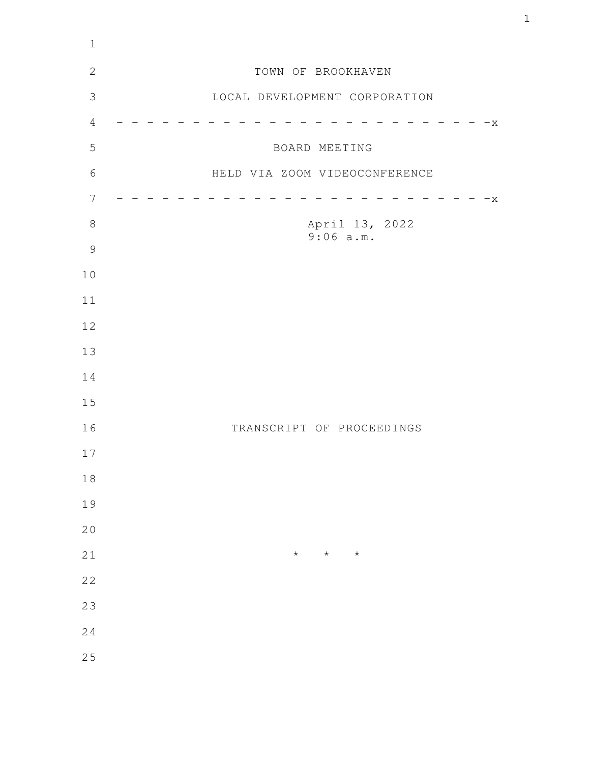TOWN OF BROOKHAVEN

LOCAL DEVELOPMENT CORPORATION

- - - - - - - - - - - - - - - - - - - - - - - - - - - - -x

BOARD MEETING

HELD VIA ZOOM VIDEOCONFERENCE

- - - - - - - - - - - - - - - - - - - - - - - - - - - - -x

April 13, 2022
9:06 a.m.

TRANSCRIPT OF PROCEEDINGS

* * *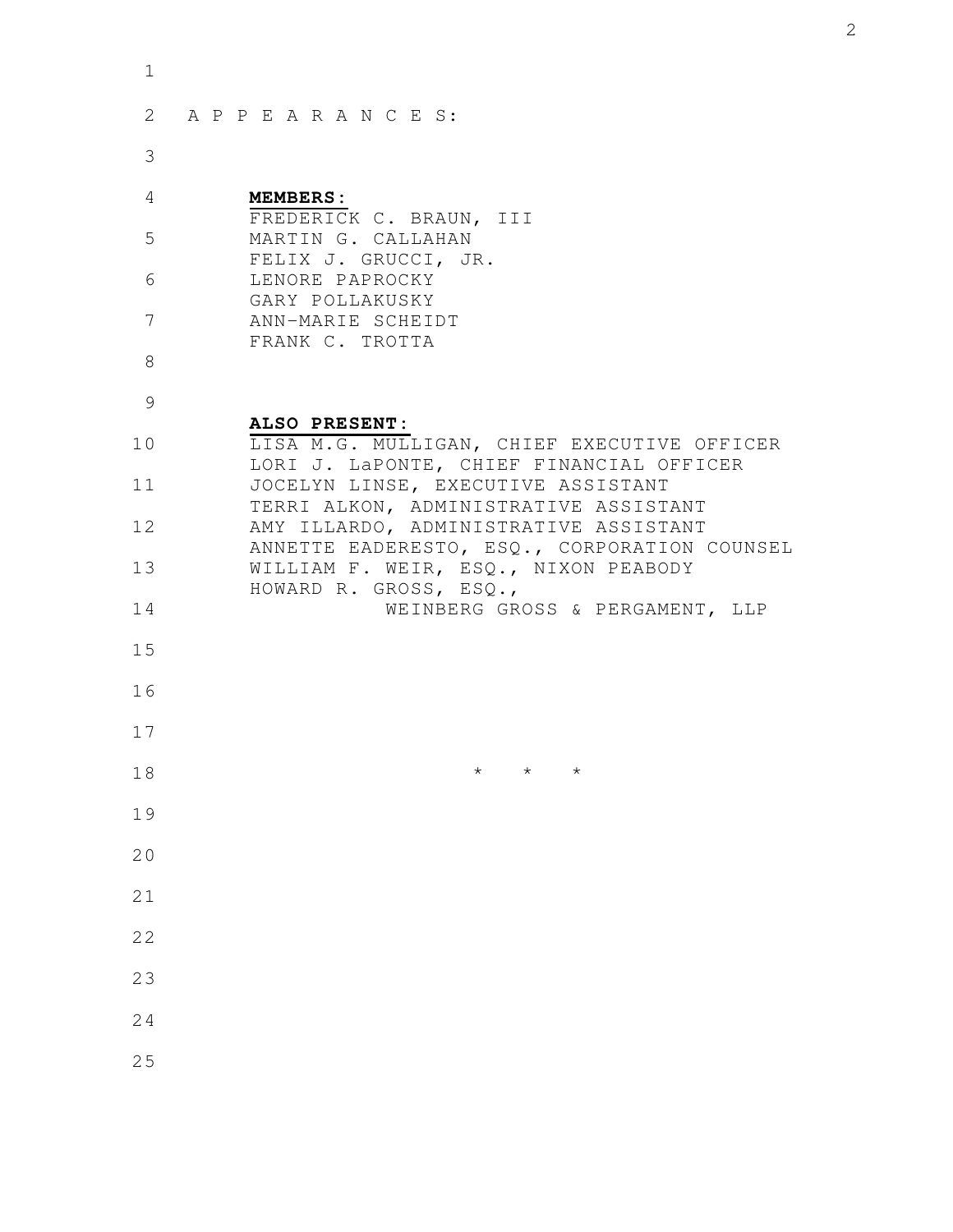A P P E A R A N C E S:

**MEMBERS:**

FREDERICK C. BRAUN, III
MARTIN G. CALLAHAN
FELIX J. GRUCCI, JR.
LENORE PAPROCKY
GARY POLLAKUSKY
ANN-MARIE SCHEIDT
FRANK C. TROTTA

**ALSO PRESENT:**

LISA M.G. MULLIGAN, CHIEF EXECUTIVE OFFICER
LORI J. LaPONTE, CHIEF FINANCIAL OFFICER
JOCELYN LINSE, EXECUTIVE ASSISTANT
TERRI ALKON, ADMINISTRATIVE ASSISTANT
AMY ILLARDO, ADMINISTRATIVE ASSISTANT
ANNETTE EADERESTO, ESQ., CORPORATION COUNSEL
WILLIAM F. WEIR, ESQ., NIXON PEABODY
HOWARD R. GROSS, ESQ.,
WEINBERG GROSS & PERGAMENT, LLP

\* \* \*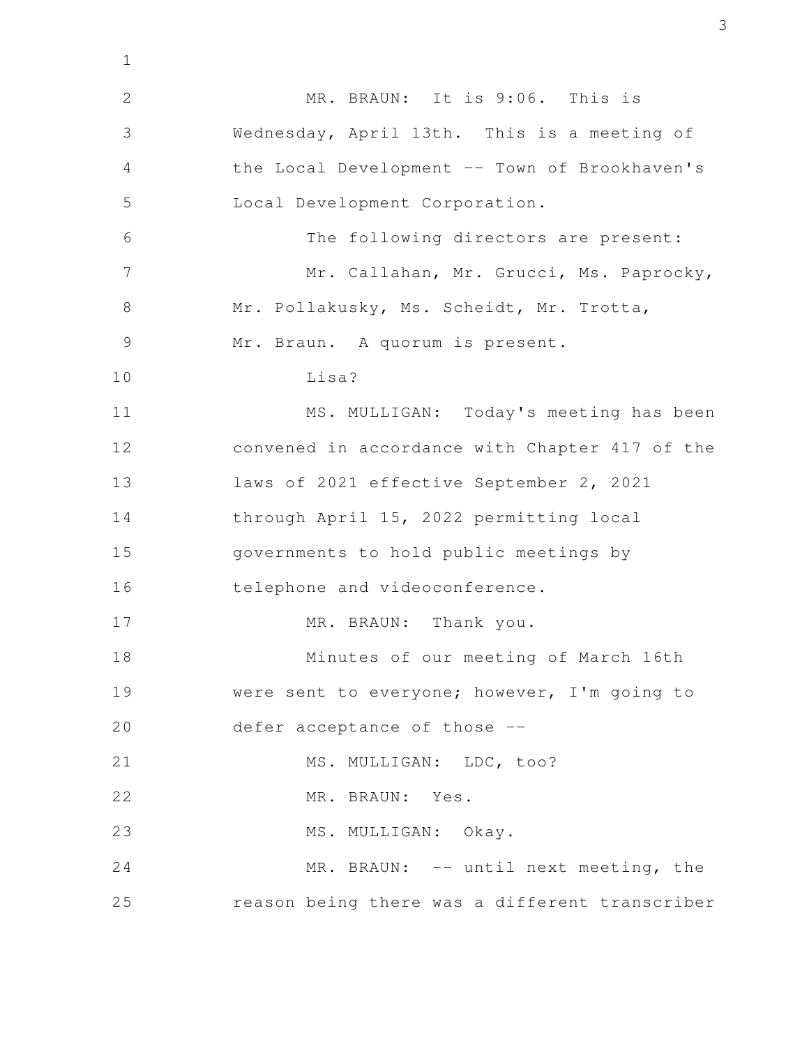MR. BRAUN: It is 9:06. This is Wednesday, April 13th. This is a meeting of the Local Development -- Town of Brookhaven's Local Development Corporation.

The following directors are present:

Mr. Callahan, Mr. Grucci, Ms. Paprocky, Mr. Pollakusky, Ms. Scheidt, Mr. Trotta, Mr. Braun. A quorum is present.

Lisa?

MS. MULLIGAN: Today's meeting has been convened in accordance with Chapter 417 of the laws of 2021 effective September 2, 2021 through April 15, 2022 permitting local governments to hold public meetings by telephone and videoconference.

MR. BRAUN: Thank you.

Minutes of our meeting of March 16th were sent to everyone; however, I'm going to defer acceptance of those --

MS. MULLIGAN: LDC, too?

MR. BRAUN: Yes.

MS. MULLIGAN: Okay.

MR. BRAUN: -- until next meeting, the reason being there was a different transcriber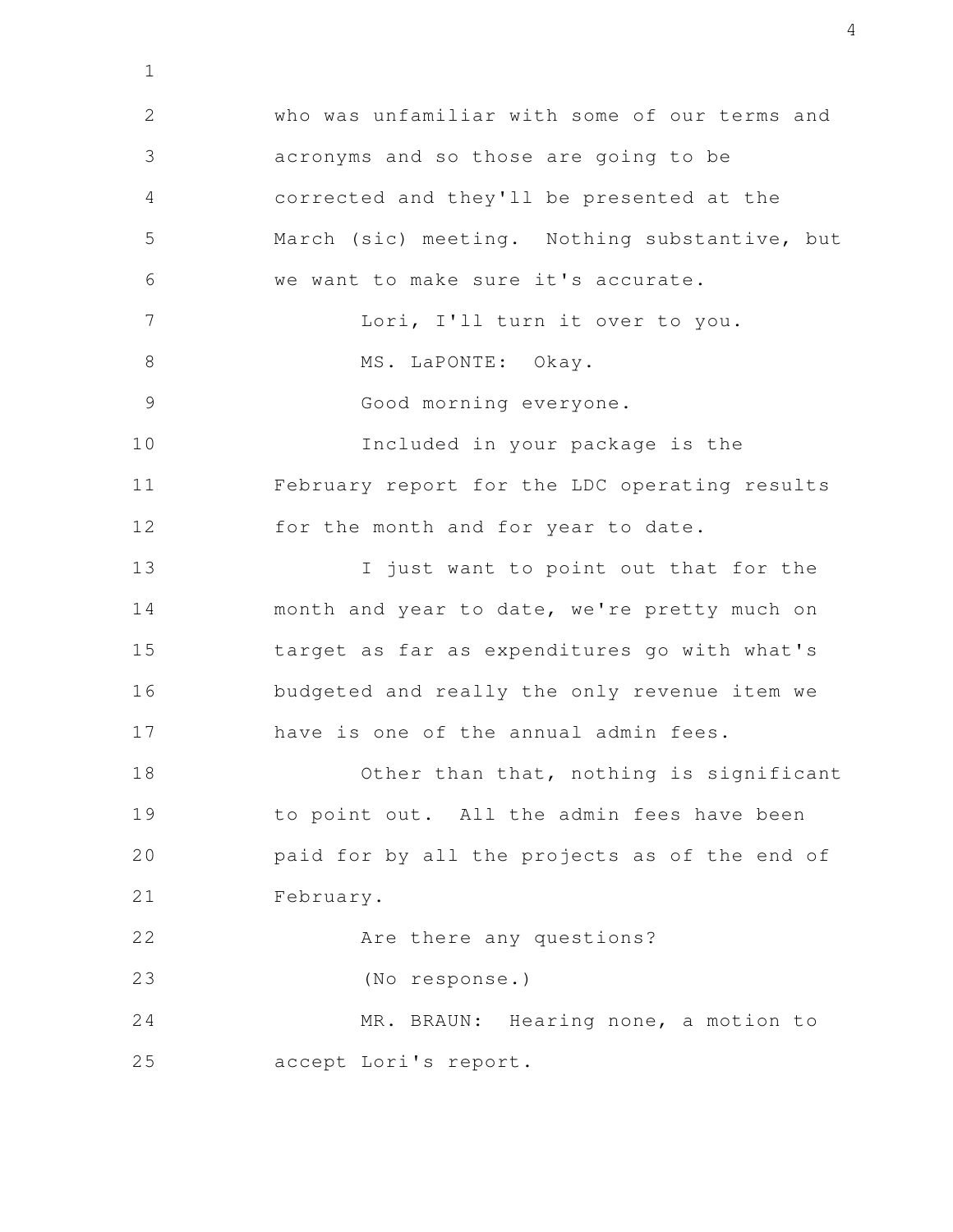who was unfamiliar with some of our terms and acronyms and so those are going to be corrected and they'll be presented at the March (sic) meeting. Nothing substantive, but we want to make sure it's accurate.

Lori, I'll turn it over to you.

MS. LaPONTE: Okay.

Good morning everyone.

Included in your package is the February report for the LDC operating results for the month and for year to date.

I just want to point out that for the month and year to date, we're pretty much on target as far as expenditures go with what's budgeted and really the only revenue item we have is one of the annual admin fees.

Other than that, nothing is significant to point out. All the admin fees have been paid for by all the projects as of the end of February.

Are there any questions?

(No response.)

MR. BRAUN: Hearing none, a motion to accept Lori's report.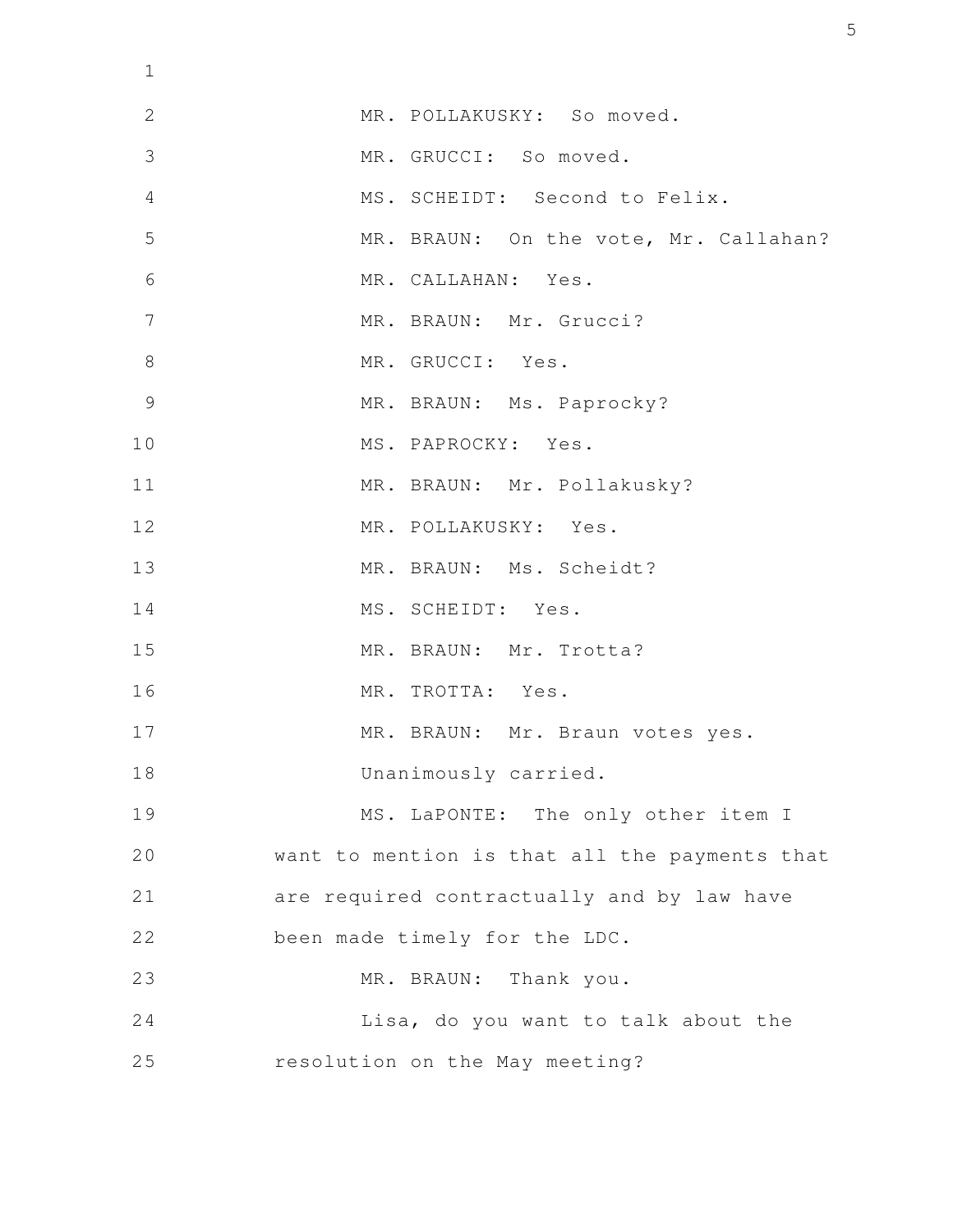MR. POLLAKUSKY: So moved.

MR. GRUCCI: So moved.

MS. SCHEIDT: Second to Felix.

MR. BRAUN: On the vote, Mr. Callahan?

MR. CALLAHAN: Yes.

MR. BRAUN: Mr. Grucci?

MR. GRUCCI: Yes.

MR. BRAUN: Ms. Paprocky?

MS. PAPROCKY: Yes.

MR. BRAUN: Mr. Pollakusky?

MR. POLLAKUSKY: Yes.

MR. BRAUN: Ms. Scheidt?

MS. SCHEIDT: Yes.

MR. BRAUN: Mr. Trotta?

MR. TROTTA: Yes.

MR. BRAUN: Mr. Braun votes yes.

Unanimously carried.

MS. LaPONTE: The only other item I want to mention is that all the payments that are required contractually and by law have been made timely for the LDC.

MR. BRAUN: Thank you.

Lisa, do you want to talk about the resolution on the May meeting?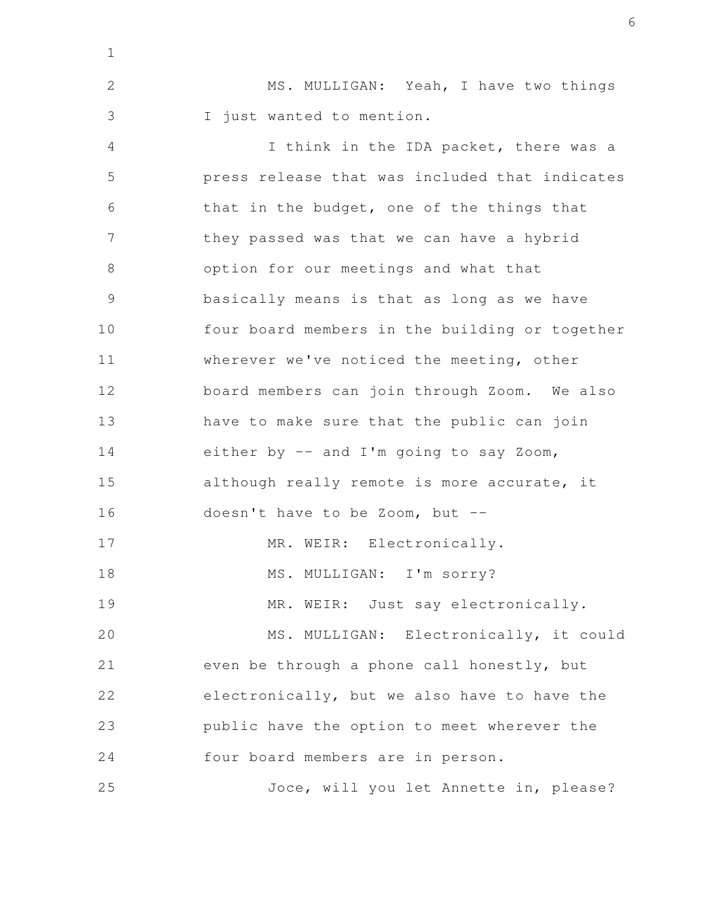MS. MULLIGAN: Yeah, I have two things I just wanted to mention.

I think in the IDA packet, there was a press release that was included that indicates that in the budget, one of the things that they passed was that we can have a hybrid option for our meetings and what that basically means is that as long as we have four board members in the building or together wherever we've noticed the meeting, other board members can join through Zoom. We also have to make sure that the public can join either by -- and I'm going to say Zoom, although really remote is more accurate, it doesn't have to be Zoom, but --

MR. WEIR: Electronically.

MS. MULLIGAN: I'm sorry?

MR. WEIR: Just say electronically.

MS. MULLIGAN: Electronically, it could even be through a phone call honestly, but electronically, but we also have to have the public have the option to meet wherever the four board members are in person.

Joce, will you let Annette in, please?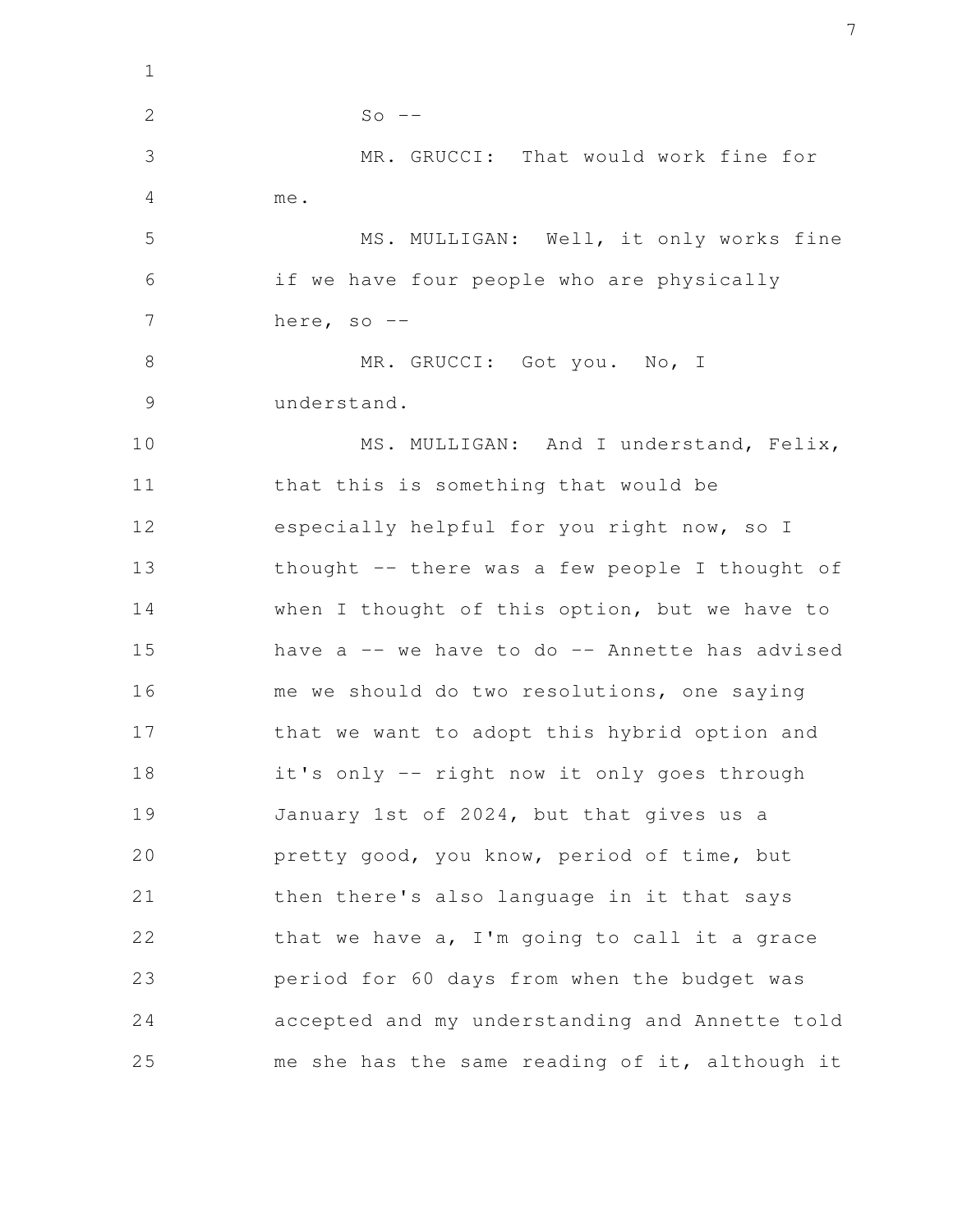So --

MR. GRUCCI: That would work fine for me.

MS. MULLIGAN: Well, it only works fine if we have four people who are physically here, so --

MR. GRUCCI: Got you. No, I understand.

MS. MULLIGAN: And I understand, Felix, that this is something that would be especially helpful for you right now, so I thought -- there was a few people I thought of when I thought of this option, but we have to have a -- we have to do -- Annette has advised me we should do two resolutions, one saying that we want to adopt this hybrid option and it's only -- right now it only goes through January 1st of 2024, but that gives us a pretty good, you know, period of time, but then there's also language in it that says that we have a, I'm going to call it a grace period for 60 days from when the budget was accepted and my understanding and Annette told me she has the same reading of it, although it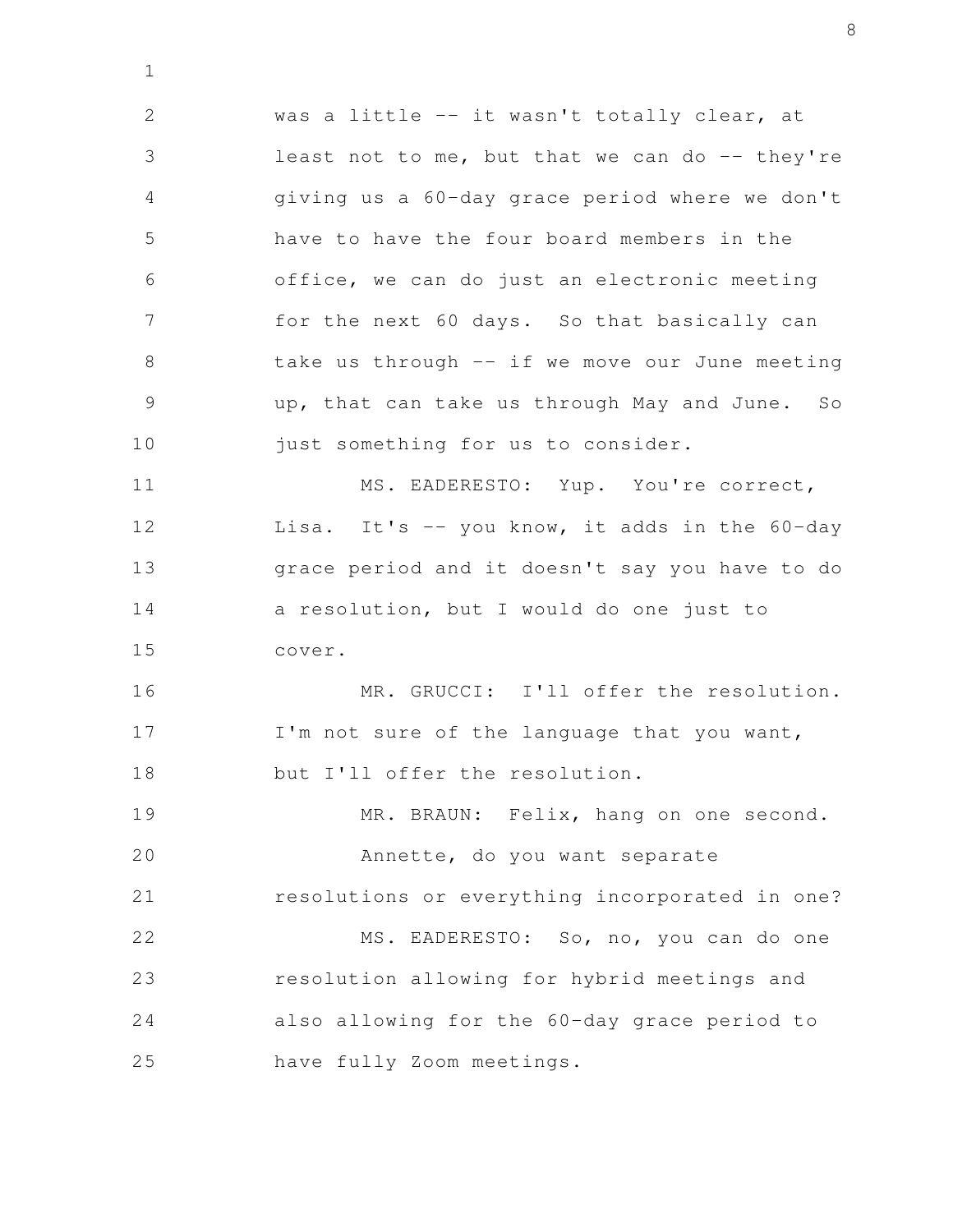was a little -- it wasn't totally clear, at least not to me, but that we can do -- they're giving us a 60-day grace period where we don't have to have the four board members in the office, we can do just an electronic meeting for the next 60 days. So that basically can take us through -- if we move our June meeting up, that can take us through May and June. So just something for us to consider.

MS. EADERESTO: Yup. You're correct, Lisa. It's -- you know, it adds in the 60-day grace period and it doesn't say you have to do a resolution, but I would do one just to cover.

MR. GRUCCI: I'll offer the resolution. I'm not sure of the language that you want, but I'll offer the resolution.

MR. BRAUN: Felix, hang on one second.

Annette, do you want separate resolutions or everything incorporated in one?

MS. EADERESTO: So, no, you can do one resolution allowing for hybrid meetings and also allowing for the 60-day grace period to have fully Zoom meetings.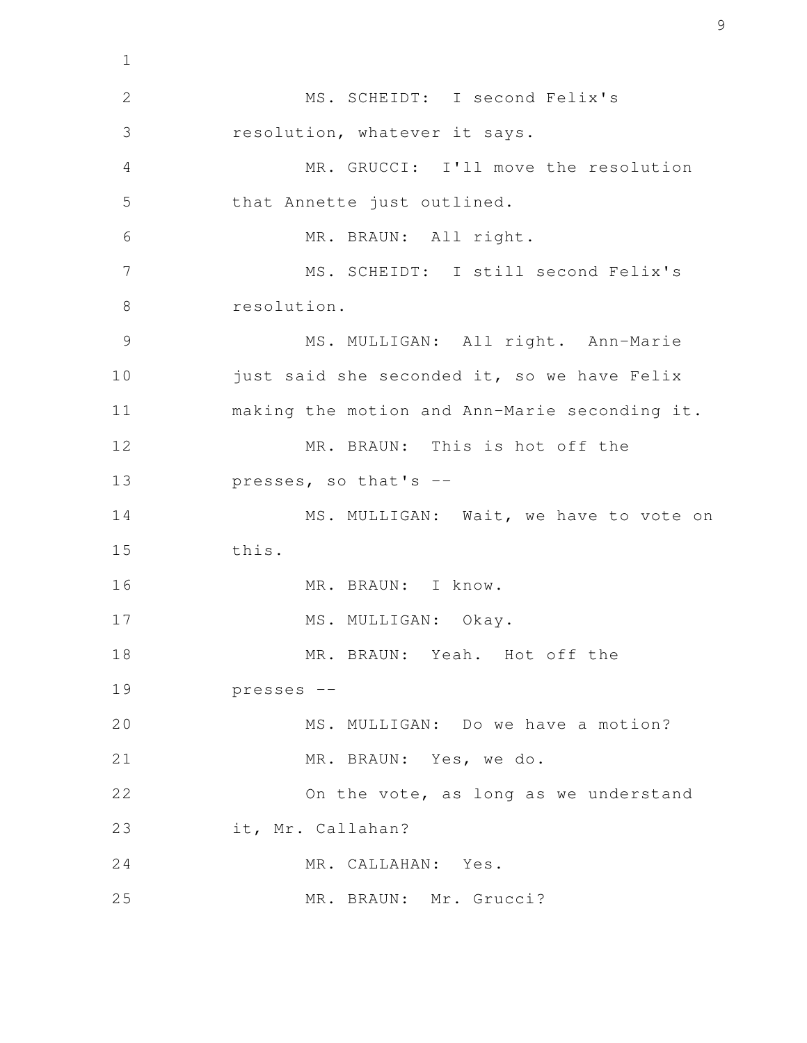MS. SCHEIDT: I second Felix's resolution, whatever it says.

MR. GRUCCI: I'll move the resolution that Annette just outlined.

MR. BRAUN: All right.

MS. SCHEIDT: I still second Felix's resolution.

MS. MULLIGAN: All right. Ann-Marie just said she seconded it, so we have Felix making the motion and Ann-Marie seconding it.

MR. BRAUN: This is hot off the presses, so that's --

MS. MULLIGAN: Wait, we have to vote on this.

MR. BRAUN: I know.

MS. MULLIGAN: Okay.

MR. BRAUN: Yeah. Hot off the presses --

MS. MULLIGAN: Do we have a motion?

MR. BRAUN: Yes, we do.

On the vote, as long as we understand it, Mr. Callahan?

MR. CALLAHAN: Yes.

MR. BRAUN: Mr. Grucci?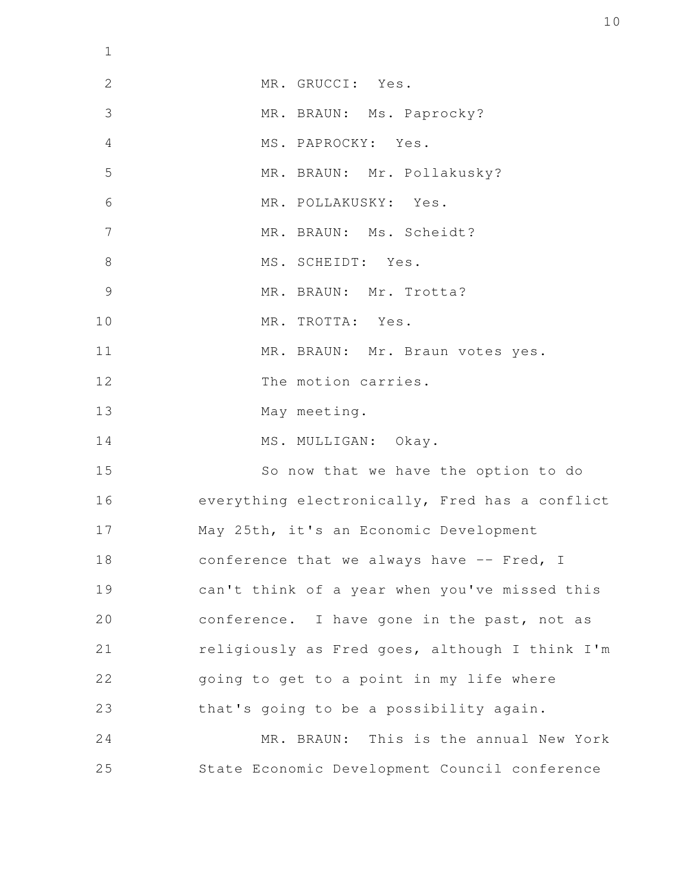MR. GRUCCI: Yes.

MR. BRAUN: Ms. Paprocky?

MS. PAPROCKY: Yes.

MR. BRAUN: Mr. Pollakusky?

MR. POLLAKUSKY: Yes.

MR. BRAUN: Ms. Scheidt?

MS. SCHEIDT: Yes.

MR. BRAUN: Mr. Trotta?

MR. TROTTA: Yes.

MR. BRAUN: Mr. Braun votes yes.

The motion carries.

May meeting.

MS. MULLIGAN: Okay.

So now that we have the option to do everything electronically, Fred has a conflict May 25th, it's an Economic Development conference that we always have -- Fred, I can't think of a year when you've missed this conference. I have gone in the past, not as religiously as Fred goes, although I think I'm going to get to a point in my life where that's going to be a possibility again.

MR. BRAUN: This is the annual New York State Economic Development Council conference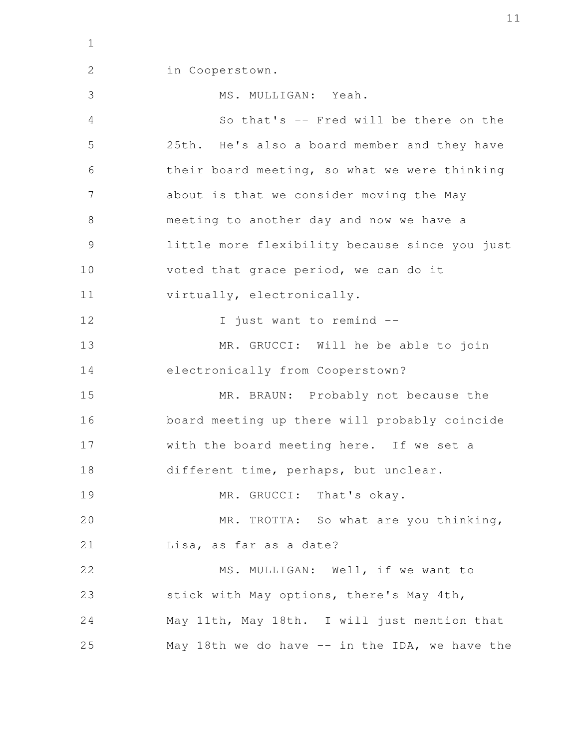in Cooperstown.

MS. MULLIGAN: Yeah.

So that's -- Fred will be there on the 25th. He's also a board member and they have their board meeting, so what we were thinking about is that we consider moving the May meeting to another day and now we have a little more flexibility because since you just voted that grace period, we can do it virtually, electronically.

I just want to remind --

MR. GRUCCI: Will he be able to join electronically from Cooperstown?

MR. BRAUN: Probably not because the board meeting up there will probably coincide with the board meeting here. If we set a different time, perhaps, but unclear.

MR. GRUCCI: That's okay.

MR. TROTTA: So what are you thinking, Lisa, as far as a date?

MS. MULLIGAN: Well, if we want to stick with May options, there's May 4th, May 11th, May 18th. I will just mention that May 18th we do have -- in the IDA, we have the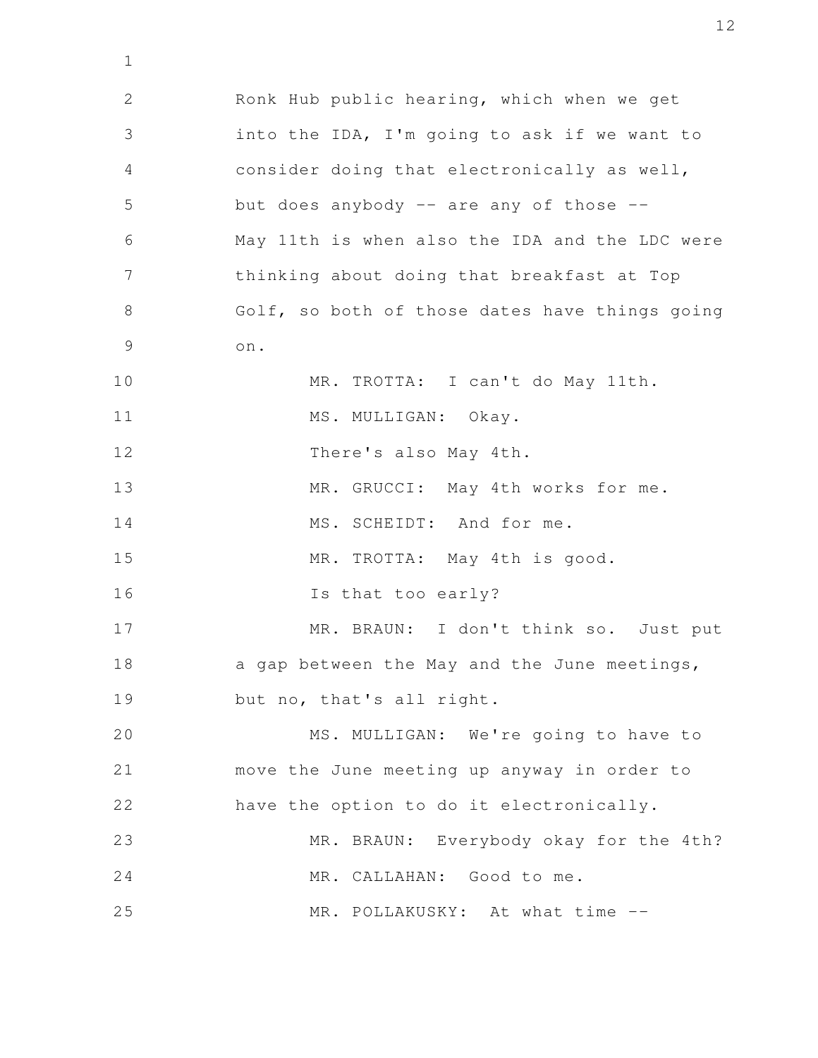Ronk Hub public hearing, which when we get into the IDA, I'm going to ask if we want to consider doing that electronically as well, but does anybody -- are any of those -- May 11th is when also the IDA and the LDC were thinking about doing that breakfast at Top Golf, so both of those dates have things going on.

MR. TROTTA: I can't do May 11th.

MS. MULLIGAN: Okay.

There's also May 4th.

MR. GRUCCI: May 4th works for me.

MS. SCHEIDT: And for me.

MR. TROTTA: May 4th is good.

Is that too early?

MR. BRAUN: I don't think so. Just put a gap between the May and the June meetings, but no, that's all right.

MS. MULLIGAN: We're going to have to move the June meeting up anyway in order to have the option to do it electronically.

MR. BRAUN: Everybody okay for the 4th?

MR. CALLAHAN: Good to me.

MR. POLLAKUSKY: At what time --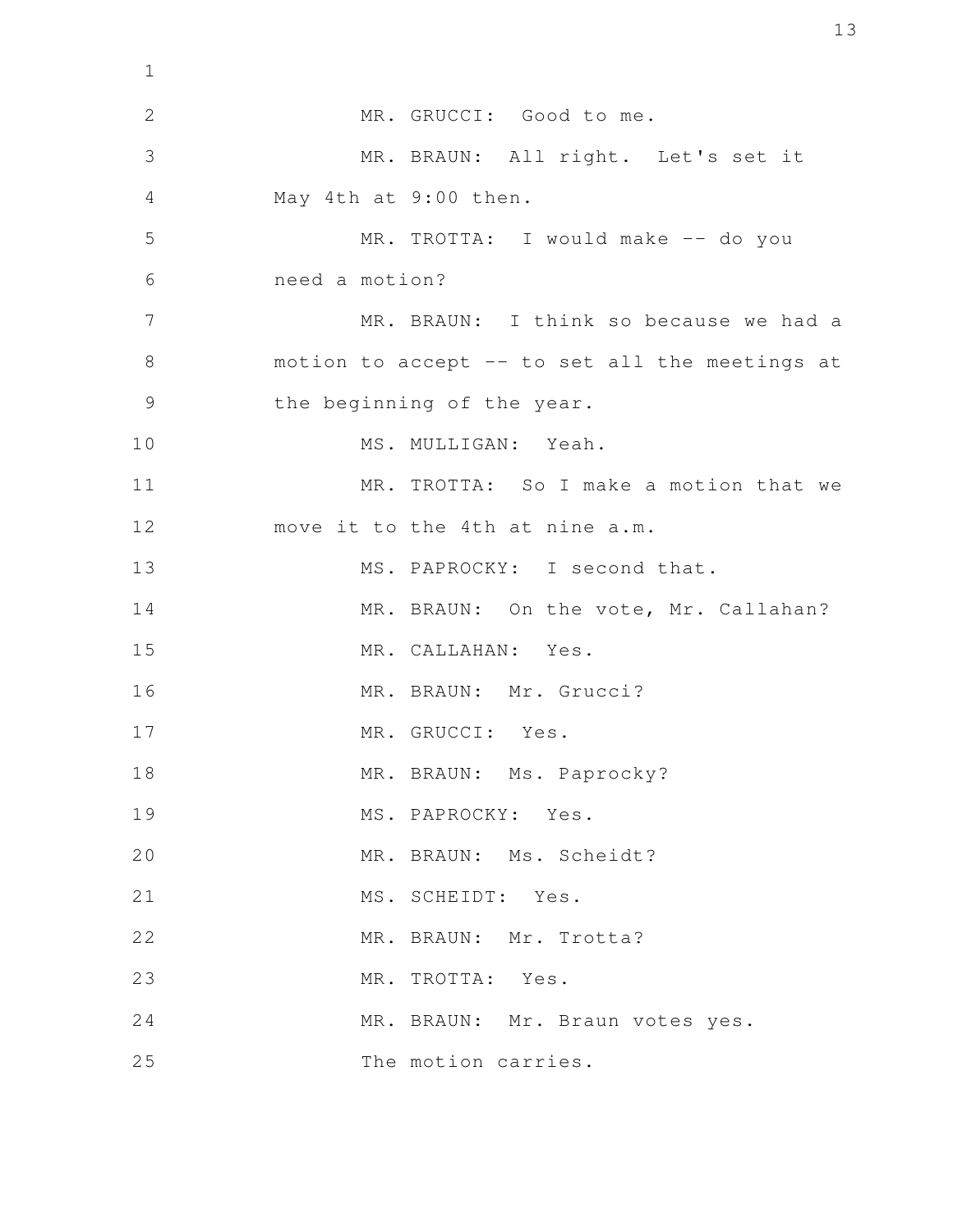MR. GRUCCI: Good to me.

MR. BRAUN: All right. Let's set it May 4th at 9:00 then.

MR. TROTTA: I would make -- do you need a motion?

MR. BRAUN: I think so because we had a motion to accept -- to set all the meetings at the beginning of the year.

MS. MULLIGAN: Yeah.

MR. TROTTA: So I make a motion that we move it to the 4th at nine a.m.

MS. PAPROCKY: I second that.

MR. BRAUN: On the vote, Mr. Callahan?

MR. CALLAHAN: Yes.

MR. BRAUN: Mr. Grucci?

MR. GRUCCI: Yes.

MR. BRAUN: Ms. Paprocky?

MS. PAPROCKY: Yes.

MR. BRAUN: Ms. Scheidt?

MS. SCHEIDT: Yes.

MR. BRAUN: Mr. Trotta?

MR. TROTTA: Yes.

MR. BRAUN: Mr. Braun votes yes.

The motion carries.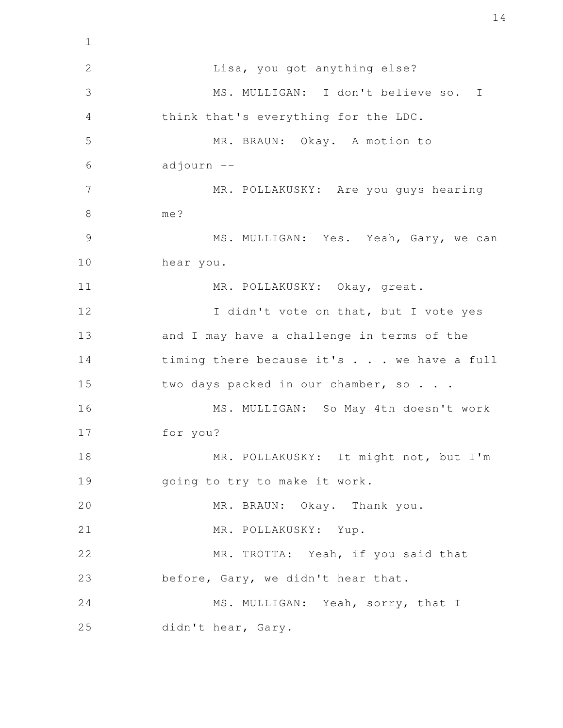Lisa, you got anything else?

MS. MULLIGAN: I don't believe so. I think that's everything for the LDC.

MR. BRAUN: Okay. A motion to adjourn --

MR. POLLAKUSKY: Are you guys hearing me?

MS. MULLIGAN: Yes. Yeah, Gary, we can hear you.

MR. POLLAKUSKY: Okay, great.

I didn't vote on that, but I vote yes and I may have a challenge in terms of the timing there because it's . . . we have a full two days packed in our chamber, so . . .

MS. MULLIGAN: So May 4th doesn't work for you?

MR. POLLAKUSKY: It might not, but I'm going to try to make it work.

MR. BRAUN: Okay. Thank you.

MR. POLLAKUSKY: Yup.

MR. TROTTA: Yeah, if you said that before, Gary, we didn't hear that.

MS. MULLIGAN: Yeah, sorry, that I didn't hear, Gary.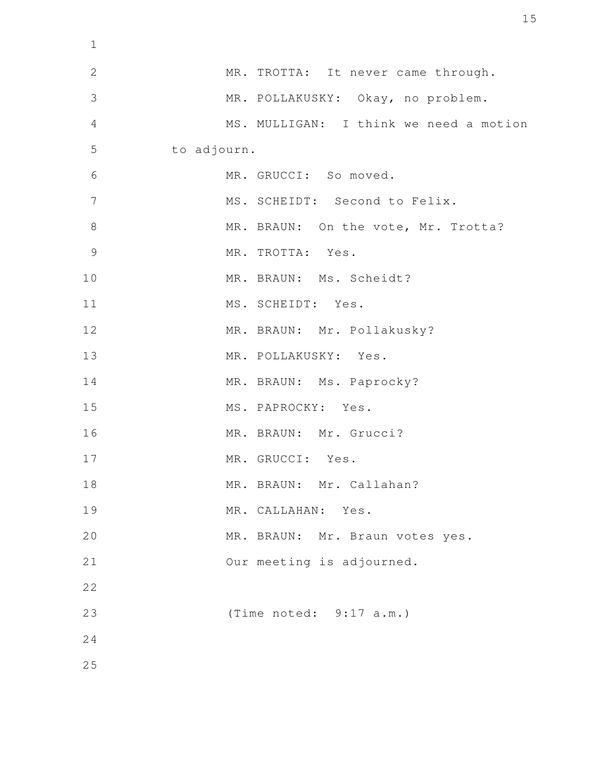MR. TROTTA: It never came through.

MR. POLLAKUSKY: Okay, no problem.

MS. MULLIGAN: I think we need a motion to adjourn.

MR. GRUCCI: So moved.

MS. SCHEIDT: Second to Felix.

MR. BRAUN: On the vote, Mr. Trotta?

MR. TROTTA: Yes.

MR. BRAUN: Ms. Scheidt?

MS. SCHEIDT: Yes.

MR. BRAUN: Mr. Pollakusky?

MR. POLLAKUSKY: Yes.

MR. BRAUN: Ms. Paprocky?

MS. PAPROCKY: Yes.

MR. BRAUN: Mr. Grucci?

MR. GRUCCI: Yes.

MR. BRAUN: Mr. Callahan?

MR. CALLAHAN: Yes.

MR. BRAUN: Mr. Braun votes yes.

Our meeting is adjourned.

(Time noted: 9:17 a.m.)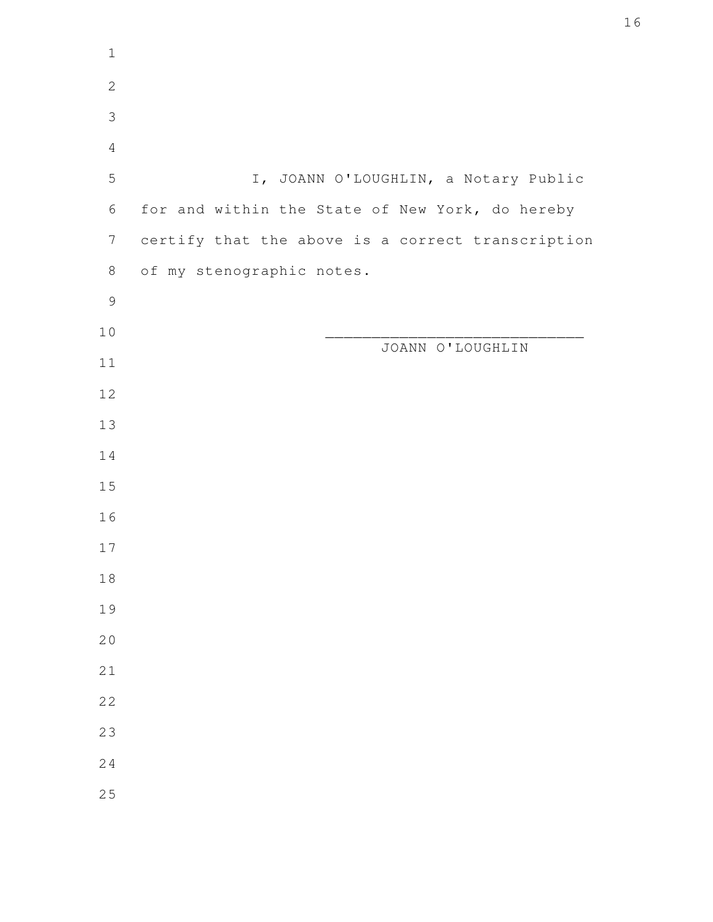I, JOANN O'LOUGHLIN, a Notary Public for and within the State of New York, do hereby certify that the above is a correct transcription of my stenographic notes.

\_\_\_\_\_\_\_\_\_\_\_\_\_\_\_\_\_\_\_\_\_\_\_\_\_\_\_\_

JOANN O'LOUGHLIN